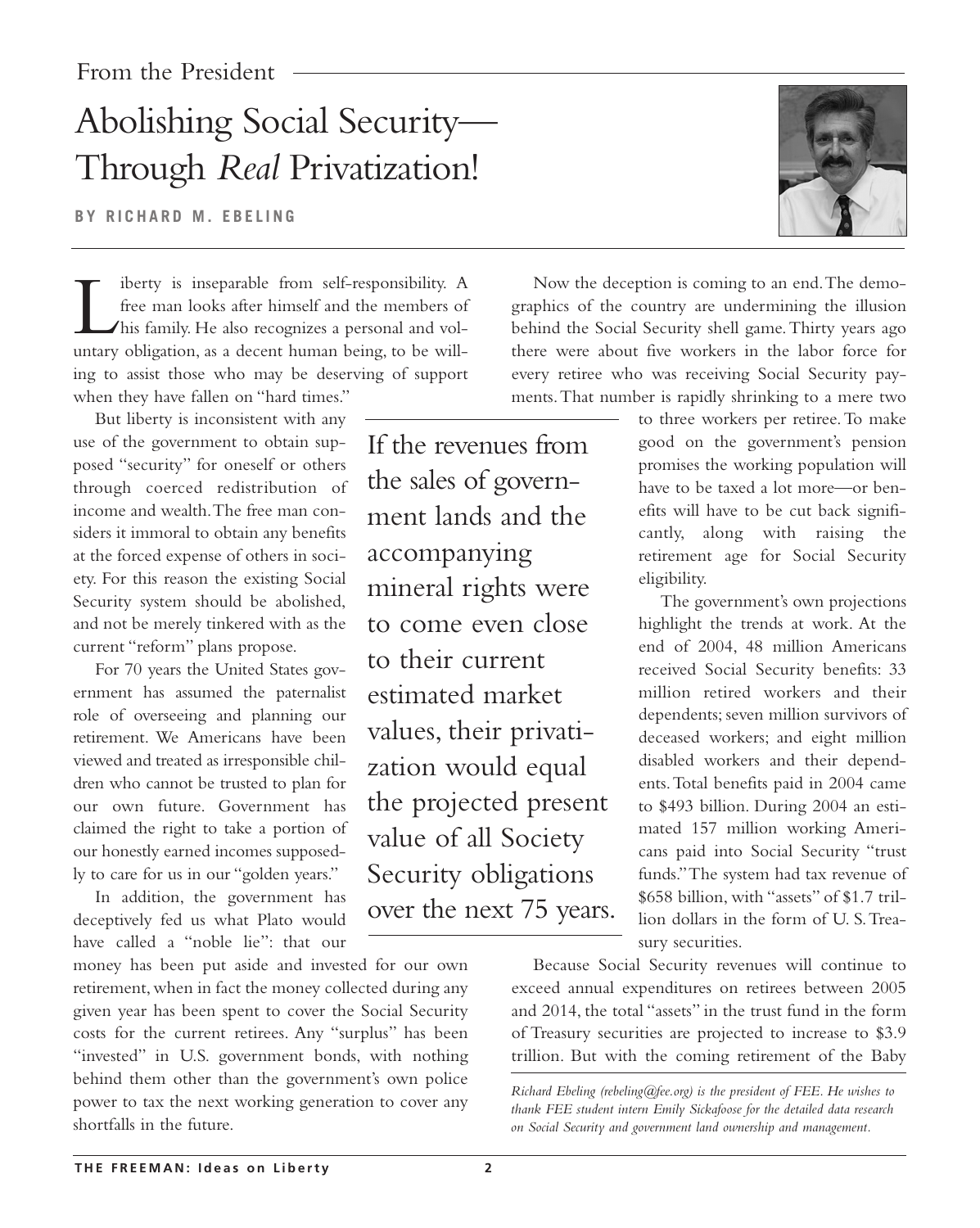From the President

# Abolishing Social Security—Through *Real* Privatization!

**BY RICHARD M. EBELING**

Liberty is inseparable from self-responsibility. A free man looks after himself and the members of his family. He also recognizes a personal and voluntary obligation, as a decent human being, to be willing to assist those who may be deserving of support when they have fallen on "hard times."

But liberty is inconsistent with any use of the government to obtain supposed "security" for oneself or others through coerced redistribution of income and wealth. The free man considers it immoral to obtain any benefits at the forced expense of others in society. For this reason the existing Social Security system should be abolished, and not be merely tinkered with as the current "reform" plans propose.

For 70 years the United States government has assumed the paternalist role of overseeing and planning our retirement. We Americans have been viewed and treated as irresponsible children who cannot be trusted to plan for our own future. Government has claimed the right to take a portion of our honestly earned incomes supposedly to care for us in our "golden years."

In addition, the government has deceptively fed us what Plato would have called a "noble lie": that our money has been put aside and invested for our own retirement, when in fact the money collected during any given year has been spent to cover the Social Security costs for the current retirees. Any "surplus" has been "invested" in U.S. government bonds, with nothing behind them other than the government's own police power to tax the next working generation to cover any shortfalls in the future.

> If the revenues from the sales of government lands and the accompanying mineral rights were to come even close to their current estimated market values, their privatization would equal the projected present value of all Society Security obligations over the next 75 years.

Now the deception is coming to an end. The demographics of the country are undermining the illusion behind the Social Security shell game. Thirty years ago there were about five workers in the labor force for every retiree who was receiving Social Security payments. That number is rapidly shrinking to a mere two to three workers per retiree. To make good on the government's pension promises the working population will have to be taxed a lot more—or benefits will have to be cut back significantly, along with raising the retirement age for Social Security eligibility.

The government's own projections highlight the trends at work. At the end of 2004, 48 million Americans received Social Security benefits: 33 million retired workers and their dependents; seven million survivors of deceased workers; and eight million disabled workers and their dependents. Total benefits paid in 2004 came to $493 billion. During 2004 an estimated 157 million working Americans paid into Social Security "trust funds." The system had tax revenue of $658 billion, with "assets" of $1.7 trillion dollars in the form of U. S. Treasury securities.

Because Social Security revenues will continue to exceed annual expenditures on retirees between 2005 and 2014, the total "assets" in the trust fund in the form of Treasury securities are projected to increase to $3.9 trillion. But with the coming retirement of the Baby

*Richard Ebeling (rebeling@fee.org) is the president of FEE. He wishes to thank FEE student intern Emily Sickafoose for the detailed data research on Social Security and government land ownership and management.*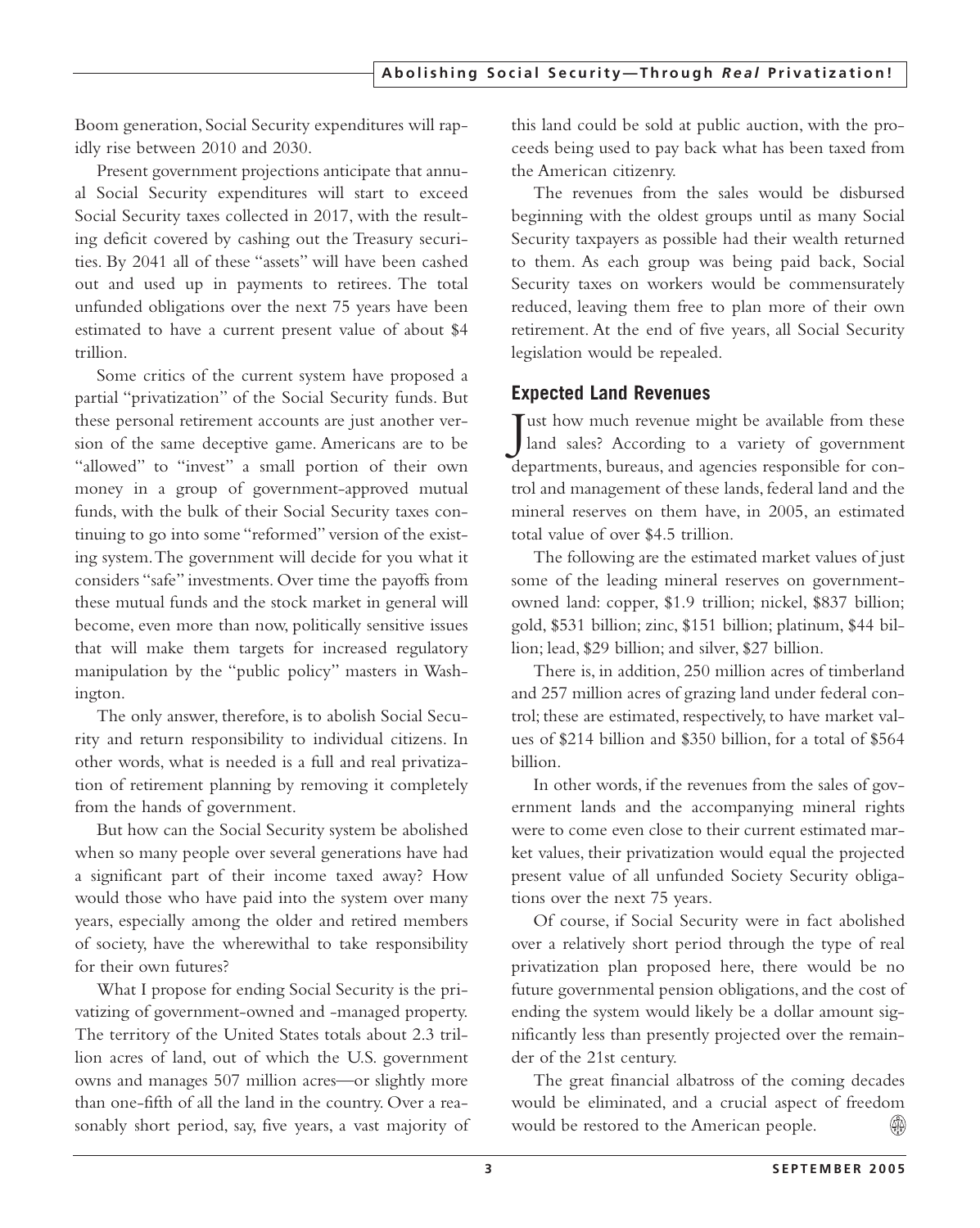Boom generation, Social Security expenditures will rapidly rise between 2010 and 2030.

Present government projections anticipate that annual Social Security expenditures will start to exceed Social Security taxes collected in 2017, with the resulting deficit covered by cashing out the Treasury securities. By 2041 all of these "assets" will have been cashed out and used up in payments to retirees. The total unfunded obligations over the next 75 years have been estimated to have a current present value of about $4 trillion.

Some critics of the current system have proposed a partial "privatization" of the Social Security funds. But these personal retirement accounts are just another version of the same deceptive game. Americans are to be "allowed" to "invest" a small portion of their own money in a group of government-approved mutual funds, with the bulk of their Social Security taxes continuing to go into some "reformed" version of the existing system. The government will decide for you what it considers "safe" investments. Over time the payoffs from these mutual funds and the stock market in general will become, even more than now, politically sensitive issues that will make them targets for increased regulatory manipulation by the "public policy" masters in Washington.

The only answer, therefore, is to abolish Social Security and return responsibility to individual citizens. In other words, what is needed is a full and real privatization of retirement planning by removing it completely from the hands of government.

But how can the Social Security system be abolished when so many people over several generations have had a significant part of their income taxed away? How would those who have paid into the system over many years, especially among the older and retired members of society, have the wherewithal to take responsibility for their own futures?

What I propose for ending Social Security is the privatizing of government-owned and -managed property. The territory of the United States totals about 2.3 trillion acres of land, out of which the U.S. government owns and manages 507 million acres—or slightly more than one-fifth of all the land in the country. Over a reasonably short period, say, five years, a vast majority of this land could be sold at public auction, with the proceeds being used to pay back what has been taxed from the American citizenry.

The revenues from the sales would be disbursed beginning with the oldest groups until as many Social Security taxpayers as possible had their wealth returned to them. As each group was being paid back, Social Security taxes on workers would be commensurately reduced, leaving them free to plan more of their own retirement. At the end of five years, all Social Security legislation would be repealed.

## Expected Land Revenues

Just how much revenue might be available from these land sales? According to a variety of government departments, bureaus, and agencies responsible for control and management of these lands, federal land and the mineral reserves on them have, in 2005, an estimated total value of over $4.5 trillion.

The following are the estimated market values of just some of the leading mineral reserves on government-owned land: copper, $1.9 trillion; nickel, $837 billion; gold, $531 billion; zinc, $151 billion; platinum, $44 billion; lead, $29 billion; and silver, $27 billion.

There is, in addition, 250 million acres of timberland and 257 million acres of grazing land under federal control; these are estimated, respectively, to have market values of $214 billion and $350 billion, for a total of $564 billion.

In other words, if the revenues from the sales of government lands and the accompanying mineral rights were to come even close to their current estimated market values, their privatization would equal the projected present value of all unfunded Society Security obligations over the next 75 years.

Of course, if Social Security were in fact abolished over a relatively short period through the type of real privatization plan proposed here, there would be no future governmental pension obligations, and the cost of ending the system would likely be a dollar amount significantly less than presently projected over the remainder of the 21st century.

The great financial albatross of the coming decades would be eliminated, and a crucial aspect of freedom would be restored to the American people.